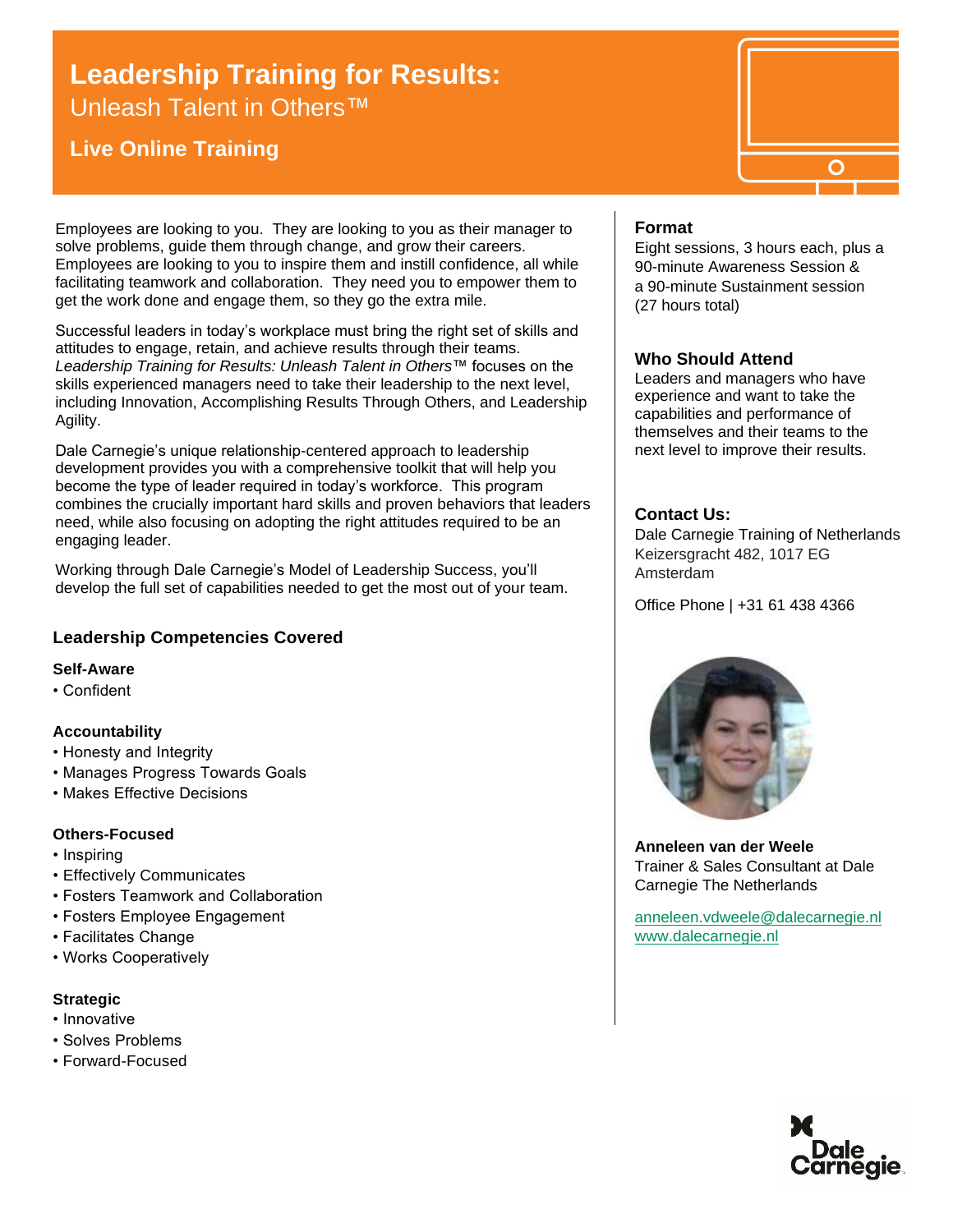# Leadership Training for Results:

Unleash Talent in Others™

## Live Online Training

Employees are looking to you. They are looking to you as their manager to solve problems, guide them through change, and grow their careers. Employees are looking to you to inspire them and instill confidence, all while facilitating teamwork and collaboration. They need you to empower them to get the work done and engage them, so they go the extra mile.

Successful leaders in today's workplace must bring the right set of skills and attitudes to engage, retain, and achieve results through their teams. *Leadership Training for Results: Unleash Talent in Others™* focuses on the skills experienced managers need to take their leadership to the next level, including Innovation, Accomplishing Results Through Others, and Leadership Agility.

Dale Carnegie's unique relationship-centered approach to leadership development provides you with a comprehensive toolkit that will help you become the type of leader required in today's workforce. This program combines the crucially important hard skills and proven behaviors that leaders need, while also focusing on adopting the right attitudes required to be an engaging leader.

Working through Dale Carnegie's Model of Leadership Success, you'll develop the full set of capabilities needed to get the most out of your team.

### Leadership Competencies Covered

**Self-Aware**

- Confident

**Accountability**

- Honesty and Integrity
- Manages Progress Towards Goals
- Makes Effective Decisions

**Others-Focused**

- Inspiring
- Effectively Communicates
- Fosters Teamwork and Collaboration
- Fosters Employee Engagement
- Facilitates Change
- Works Cooperatively

**Strategic**

- Innovative
- Solves Problems
- Forward-Focused

### Format

Eight sessions, 3 hours each, plus a 90-minute Awareness Session & a 90-minute Sustainment session (27 hours total)

### Who Should Attend

Leaders and managers who have experience and want to take the capabilities and performance of themselves and their teams to the next level to improve their results.

### Contact Us:

Dale Carnegie Training of Netherlands
Keizersgracht 482, 1017 EG Amsterdam

Office Phone | +31 61 438 4366

**Anneleen van der Weele**
Trainer & Sales Consultant at Dale Carnegie The Netherlands

anneleen.vdweele@dalecarnegie.nl
www.dalecarnegie.nl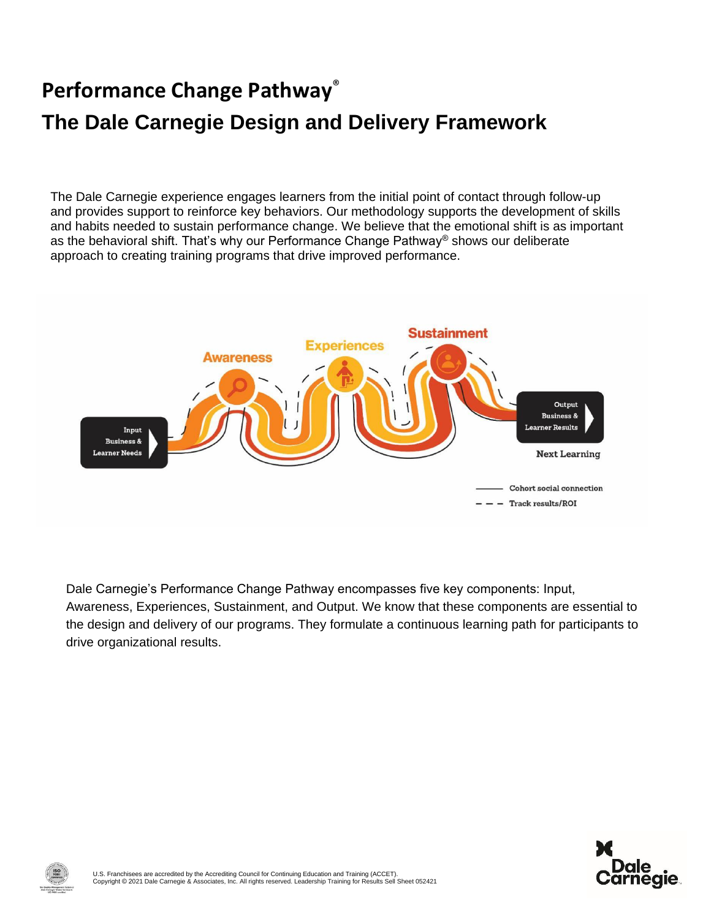# Performance Change Pathway®

# The Dale Carnegie Design and Delivery Framework

The Dale Carnegie experience engages learners from the initial point of contact through follow-up and provides support to reinforce key behaviors. Our methodology supports the development of skills and habits needed to sustain performance change. We believe that the emotional shift is as important as the behavioral shift. That's why our Performance Change Pathway® shows our deliberate approach to creating training programs that drive improved performance.

Awareness

Experiences

Sustainment

Input
Business &
Learner Needs

Output
Business &
Learner Results

Next Learning

Cohort social connection

Track results/ROI

Dale Carnegie's Performance Change Pathway encompasses five key components: Input, Awareness, Experiences, Sustainment, and Output. We know that these components are essential to the design and delivery of our programs. They formulate a continuous learning path for participants to drive organizational results.

U.S. Franchisees are accredited by the Accrediting Council for Continuing Education and Training (ACCET).
Copyright © 2021 Dale Carnegie & Associates, Inc. All rights reserved. Leadership Training for Results Sell Sheet 052421